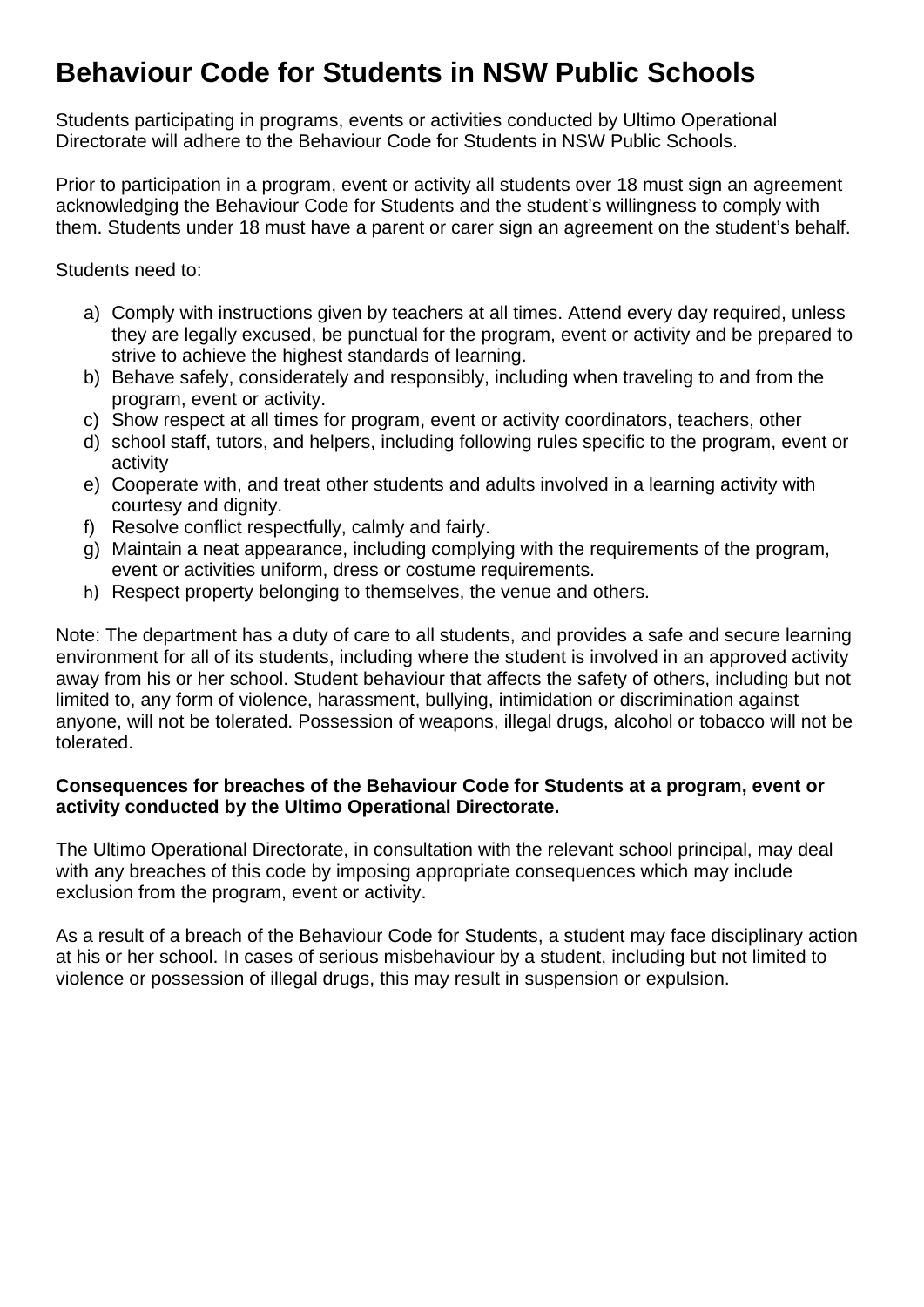# Behaviour Code for Students in NSW Public Schools

Students participating in programs, events or activities conducted by Ultimo Operational Directorate will adhere to the Behaviour Code for Students in NSW Public Schools.

Prior to participation in a program, event or activity all students over 18 must sign an agreement acknowledging the Behaviour Code for Students and the student's willingness to comply with them. Students under 18 must have a parent or carer sign an agreement on the student's behalf.

Students need to:

a) Comply with instructions given by teachers at all times. Attend every day required, unless they are legally excused, be punctual for the program, event or activity and be prepared to strive to achieve the highest standards of learning.
b) Behave safely, considerately and responsibly, including when traveling to and from the program, event or activity.
c) Show respect at all times for program, event or activity coordinators, teachers, other
d) school staff, tutors, and helpers, including following rules specific to the program, event or activity
e) Cooperate with, and treat other students and adults involved in a learning activity with courtesy and dignity.
f) Resolve conflict respectfully, calmly and fairly.
g) Maintain a neat appearance, including complying with the requirements of the program, event or activities uniform, dress or costume requirements.
h) Respect property belonging to themselves, the venue and others.

Note: The department has a duty of care to all students, and provides a safe and secure learning environment for all of its students, including where the student is involved in an approved activity away from his or her school. Student behaviour that affects the safety of others, including but not limited to, any form of violence, harassment, bullying, intimidation or discrimination against anyone, will not be tolerated. Possession of weapons, illegal drugs, alcohol or tobacco will not be tolerated.

**Consequences for breaches of the Behaviour Code for Students at a program, event or activity conducted by the Ultimo Operational Directorate.**

The Ultimo Operational Directorate, in consultation with the relevant school principal, may deal with any breaches of this code by imposing appropriate consequences which may include exclusion from the program, event or activity.

As a result of a breach of the Behaviour Code for Students, a student may face disciplinary action at his or her school. In cases of serious misbehaviour by a student, including but not limited to violence or possession of illegal drugs, this may result in suspension or expulsion.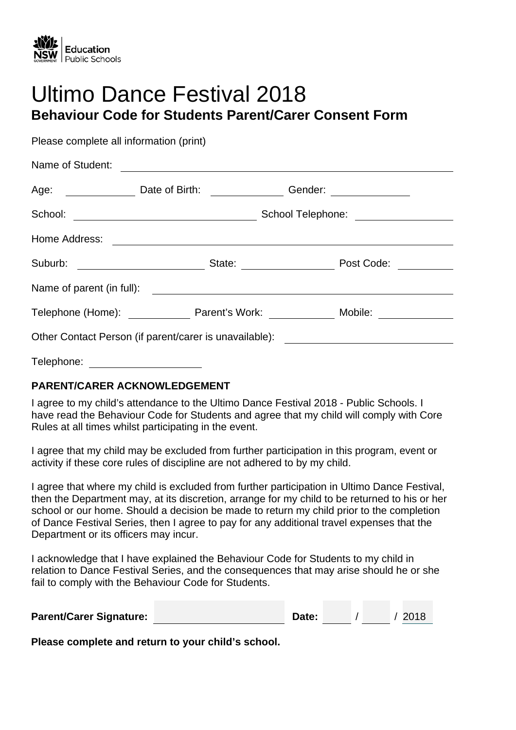# Ultimo Dance Festival 2018

## Behaviour Code for Students Parent/Carer Consent Form

Please complete all information (print)

Name of Student: ______________________________

Age: __________ Date of Birth: __________ Gender: __________

School: ______________________________ School Telephone: ______________

Home Address: ______________________________

Suburb: ______________ State: ______________ Post Code: __________

Name of parent (in full): ______________________________

Telephone (Home): __________ Parent's Work: __________ Mobile: __________

Other Contact Person (if parent/carer is unavailable): ______________________

Telephone: ______________

**PARENT/CARER ACKNOWLEDGEMENT**

I agree to my child's attendance to the Ultimo Dance Festival 2018 - Public Schools. I have read the Behaviour Code for Students and agree that my child will comply with Core Rules at all times whilst participating in the event.

I agree that my child may be excluded from further participation in this program, event or activity if these core rules of discipline are not adhered to by my child.

I agree that where my child is excluded from further participation in Ultimo Dance Festival, then the Department may, at its discretion, arrange for my child to be returned to his or her school or our home. Should a decision be made to return my child prior to the completion of Dance Festival Series, then I agree to pay for any additional travel expenses that the Department or its officers may incur.

I acknowledge that I have explained the Behaviour Code for Students to my child in relation to Dance Festival Series, and the consequences that may arise should he or she fail to comply with the Behaviour Code for Students.

**Parent/Carer Signature:** ______________________ **Date:** _____ / _____ / 2018

**Please complete and return to your child's school.**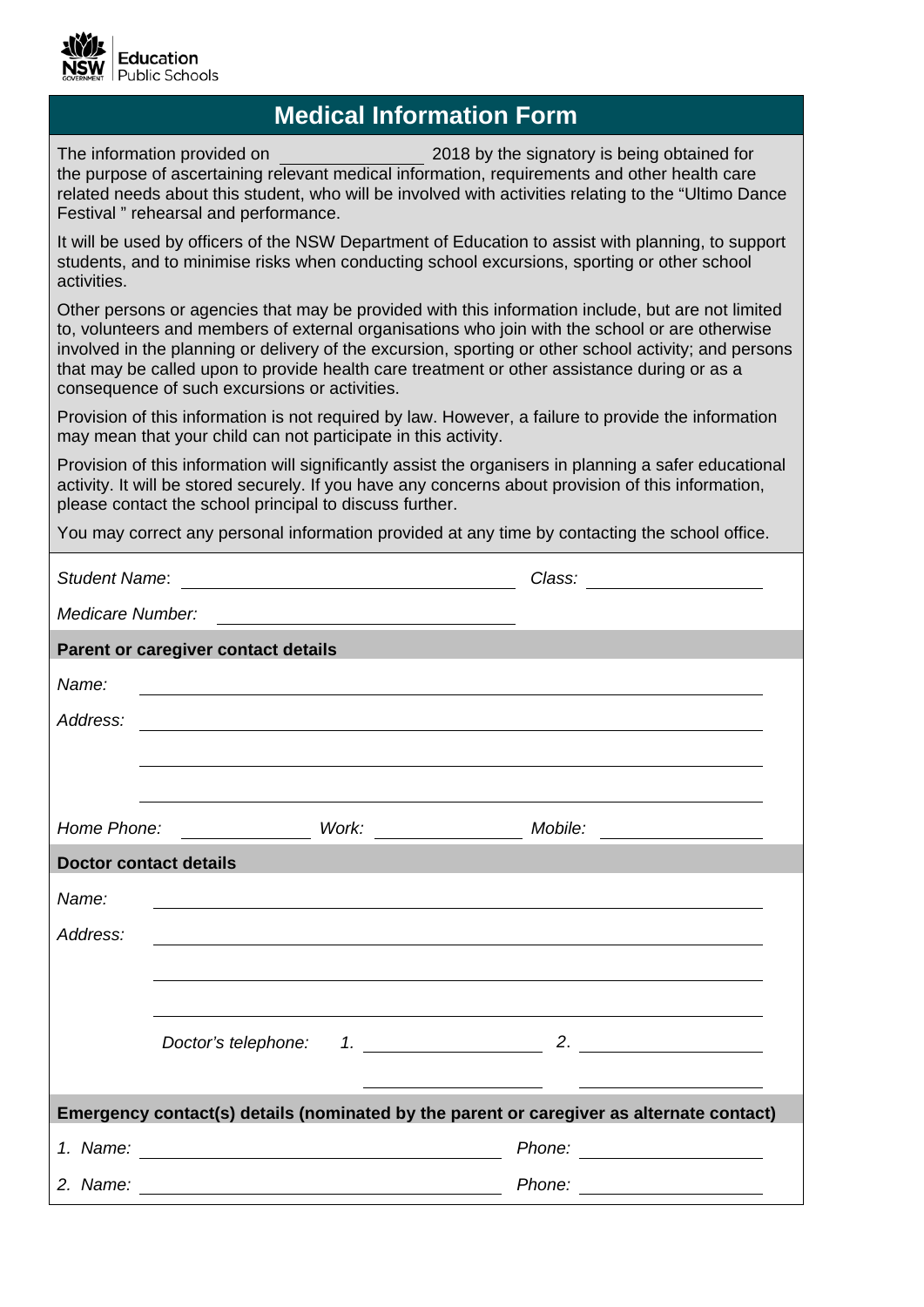# Medical Information Form

The information provided on ______________ 2018 by the signatory is being obtained for the purpose of ascertaining relevant medical information, requirements and other health care related needs about this student, who will be involved with activities relating to the "Ultimo Dance Festival " rehearsal and performance.

It will be used by officers of the NSW Department of Education to assist with planning, to support students, and to minimise risks when conducting school excursions, sporting or other school activities.

Other persons or agencies that may be provided with this information include, but are not limited to, volunteers and members of external organisations who join with the school or are otherwise involved in the planning or delivery of the excursion, sporting or other school activity; and persons that may be called upon to provide health care treatment or other assistance during or as a consequence of such excursions or activities.

Provision of this information is not required by law. However, a failure to provide the information may mean that your child can not participate in this activity.

Provision of this information will significantly assist the organisers in planning a safer educational activity. It will be stored securely. If you have any concerns about provision of this information, please contact the school principal to discuss further.

You may correct any personal information provided at any time by contacting the school office.

*Student Name*: ______________________________ *Class:* ______________

*Medicare Number:* ______________________________

**Parent or caregiver contact details**

*Name:* ______________________________________________

*Address:* ______________________________________________

______________________________________________

______________________________________________

*Home Phone:* ____________ *Work:* ____________ *Mobile:* ____________

**Doctor contact details**

*Name:* ______________________________________________

*Address:* ______________________________________________

______________________________________________

______________________________________________

*Doctor's telephone:* *1.* ______________ *2.* ______________

______________ ______________

**Emergency contact(s) details (nominated by the parent or caregiver as alternate contact)**

*1. Name:* ______________________________ *Phone:* ______________

*2. Name:* ______________________________ *Phone:* ______________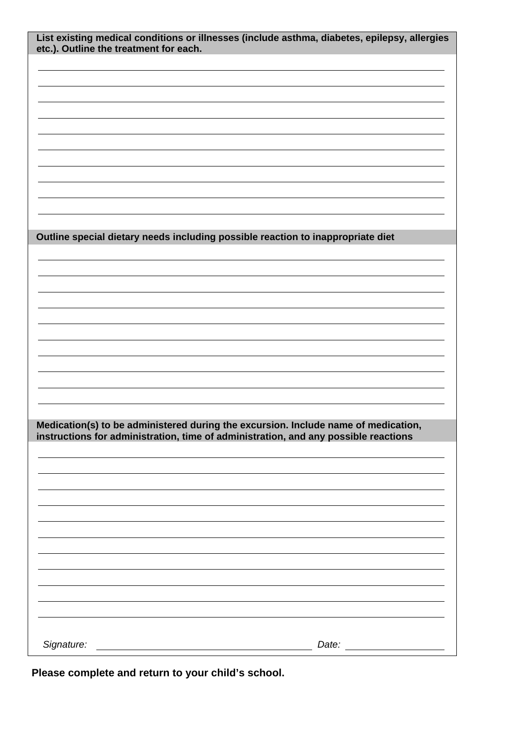**List existing medical conditions or illnesses (include asthma, diabetes, epilepsy, allergies etc.). Outline the treatment for each.**

\_\_\_\_\_\_\_\_\_\_\_\_\_\_\_\_\_\_\_\_\_\_\_\_\_\_\_\_\_\_\_\_\_\_\_\_\_\_\_\_\_\_\_\_\_\_\_\_\_\_\_\_\_\_\_\_\_\_\_\_\_\_\_\_\_\_\_\_\_\_\_\_
\_\_\_\_\_\_\_\_\_\_\_\_\_\_\_\_\_\_\_\_\_\_\_\_\_\_\_\_\_\_\_\_\_\_\_\_\_\_\_\_\_\_\_\_\_\_\_\_\_\_\_\_\_\_\_\_\_\_\_\_\_\_\_\_\_\_\_\_\_\_\_\_
\_\_\_\_\_\_\_\_\_\_\_\_\_\_\_\_\_\_\_\_\_\_\_\_\_\_\_\_\_\_\_\_\_\_\_\_\_\_\_\_\_\_\_\_\_\_\_\_\_\_\_\_\_\_\_\_\_\_\_\_\_\_\_\_\_\_\_\_\_\_\_\_
\_\_\_\_\_\_\_\_\_\_\_\_\_\_\_\_\_\_\_\_\_\_\_\_\_\_\_\_\_\_\_\_\_\_\_\_\_\_\_\_\_\_\_\_\_\_\_\_\_\_\_\_\_\_\_\_\_\_\_\_\_\_\_\_\_\_\_\_\_\_\_\_
\_\_\_\_\_\_\_\_\_\_\_\_\_\_\_\_\_\_\_\_\_\_\_\_\_\_\_\_\_\_\_\_\_\_\_\_\_\_\_\_\_\_\_\_\_\_\_\_\_\_\_\_\_\_\_\_\_\_\_\_\_\_\_\_\_\_\_\_\_\_\_\_
\_\_\_\_\_\_\_\_\_\_\_\_\_\_\_\_\_\_\_\_\_\_\_\_\_\_\_\_\_\_\_\_\_\_\_\_\_\_\_\_\_\_\_\_\_\_\_\_\_\_\_\_\_\_\_\_\_\_\_\_\_\_\_\_\_\_\_\_\_\_\_\_
\_\_\_\_\_\_\_\_\_\_\_\_\_\_\_\_\_\_\_\_\_\_\_\_\_\_\_\_\_\_\_\_\_\_\_\_\_\_\_\_\_\_\_\_\_\_\_\_\_\_\_\_\_\_\_\_\_\_\_\_\_\_\_\_\_\_\_\_\_\_\_\_
\_\_\_\_\_\_\_\_\_\_\_\_\_\_\_\_\_\_\_\_\_\_\_\_\_\_\_\_\_\_\_\_\_\_\_\_\_\_\_\_\_\_\_\_\_\_\_\_\_\_\_\_\_\_\_\_\_\_\_\_\_\_\_\_\_\_\_\_\_\_\_\_
\_\_\_\_\_\_\_\_\_\_\_\_\_\_\_\_\_\_\_\_\_\_\_\_\_\_\_\_\_\_\_\_\_\_\_\_\_\_\_\_\_\_\_\_\_\_\_\_\_\_\_\_\_\_\_\_\_\_\_\_\_\_\_\_\_\_\_\_\_\_\_\_
\_\_\_\_\_\_\_\_\_\_\_\_\_\_\_\_\_\_\_\_\_\_\_\_\_\_\_\_\_\_\_\_\_\_\_\_\_\_\_\_\_\_\_\_\_\_\_\_\_\_\_\_\_\_\_\_\_\_\_\_\_\_\_\_\_\_\_\_\_\_\_\_

**Outline special dietary needs including possible reaction to inappropriate diet**

\_\_\_\_\_\_\_\_\_\_\_\_\_\_\_\_\_\_\_\_\_\_\_\_\_\_\_\_\_\_\_\_\_\_\_\_\_\_\_\_\_\_\_\_\_\_\_\_\_\_\_\_\_\_\_\_\_\_\_\_\_\_\_\_\_\_\_\_\_\_\_\_
\_\_\_\_\_\_\_\_\_\_\_\_\_\_\_\_\_\_\_\_\_\_\_\_\_\_\_\_\_\_\_\_\_\_\_\_\_\_\_\_\_\_\_\_\_\_\_\_\_\_\_\_\_\_\_\_\_\_\_\_\_\_\_\_\_\_\_\_\_\_\_\_
\_\_\_\_\_\_\_\_\_\_\_\_\_\_\_\_\_\_\_\_\_\_\_\_\_\_\_\_\_\_\_\_\_\_\_\_\_\_\_\_\_\_\_\_\_\_\_\_\_\_\_\_\_\_\_\_\_\_\_\_\_\_\_\_\_\_\_\_\_\_\_\_
\_\_\_\_\_\_\_\_\_\_\_\_\_\_\_\_\_\_\_\_\_\_\_\_\_\_\_\_\_\_\_\_\_\_\_\_\_\_\_\_\_\_\_\_\_\_\_\_\_\_\_\_\_\_\_\_\_\_\_\_\_\_\_\_\_\_\_\_\_\_\_\_
\_\_\_\_\_\_\_\_\_\_\_\_\_\_\_\_\_\_\_\_\_\_\_\_\_\_\_\_\_\_\_\_\_\_\_\_\_\_\_\_\_\_\_\_\_\_\_\_\_\_\_\_\_\_\_\_\_\_\_\_\_\_\_\_\_\_\_\_\_\_\_\_
\_\_\_\_\_\_\_\_\_\_\_\_\_\_\_\_\_\_\_\_\_\_\_\_\_\_\_\_\_\_\_\_\_\_\_\_\_\_\_\_\_\_\_\_\_\_\_\_\_\_\_\_\_\_\_\_\_\_\_\_\_\_\_\_\_\_\_\_\_\_\_\_
\_\_\_\_\_\_\_\_\_\_\_\_\_\_\_\_\_\_\_\_\_\_\_\_\_\_\_\_\_\_\_\_\_\_\_\_\_\_\_\_\_\_\_\_\_\_\_\_\_\_\_\_\_\_\_\_\_\_\_\_\_\_\_\_\_\_\_\_\_\_\_\_
\_\_\_\_\_\_\_\_\_\_\_\_\_\_\_\_\_\_\_\_\_\_\_\_\_\_\_\_\_\_\_\_\_\_\_\_\_\_\_\_\_\_\_\_\_\_\_\_\_\_\_\_\_\_\_\_\_\_\_\_\_\_\_\_\_\_\_\_\_\_\_\_
\_\_\_\_\_\_\_\_\_\_\_\_\_\_\_\_\_\_\_\_\_\_\_\_\_\_\_\_\_\_\_\_\_\_\_\_\_\_\_\_\_\_\_\_\_\_\_\_\_\_\_\_\_\_\_\_\_\_\_\_\_\_\_\_\_\_\_\_\_\_\_\_
\_\_\_\_\_\_\_\_\_\_\_\_\_\_\_\_\_\_\_\_\_\_\_\_\_\_\_\_\_\_\_\_\_\_\_\_\_\_\_\_\_\_\_\_\_\_\_\_\_\_\_\_\_\_\_\_\_\_\_\_\_\_\_\_\_\_\_\_\_\_\_\_

**Medication(s) to be administered during the excursion. Include name of medication, instructions for administration, time of administration, and any possible reactions**

\_\_\_\_\_\_\_\_\_\_\_\_\_\_\_\_\_\_\_\_\_\_\_\_\_\_\_\_\_\_\_\_\_\_\_\_\_\_\_\_\_\_\_\_\_\_\_\_\_\_\_\_\_\_\_\_\_\_\_\_\_\_\_\_\_\_\_\_\_\_\_\_
\_\_\_\_\_\_\_\_\_\_\_\_\_\_\_\_\_\_\_\_\_\_\_\_\_\_\_\_\_\_\_\_\_\_\_\_\_\_\_\_\_\_\_\_\_\_\_\_\_\_\_\_\_\_\_\_\_\_\_\_\_\_\_\_\_\_\_\_\_\_\_\_
\_\_\_\_\_\_\_\_\_\_\_\_\_\_\_\_\_\_\_\_\_\_\_\_\_\_\_\_\_\_\_\_\_\_\_\_\_\_\_\_\_\_\_\_\_\_\_\_\_\_\_\_\_\_\_\_\_\_\_\_\_\_\_\_\_\_\_\_\_\_\_\_
\_\_\_\_\_\_\_\_\_\_\_\_\_\_\_\_\_\_\_\_\_\_\_\_\_\_\_\_\_\_\_\_\_\_\_\_\_\_\_\_\_\_\_\_\_\_\_\_\_\_\_\_\_\_\_\_\_\_\_\_\_\_\_\_\_\_\_\_\_\_\_\_
\_\_\_\_\_\_\_\_\_\_\_\_\_\_\_\_\_\_\_\_\_\_\_\_\_\_\_\_\_\_\_\_\_\_\_\_\_\_\_\_\_\_\_\_\_\_\_\_\_\_\_\_\_\_\_\_\_\_\_\_\_\_\_\_\_\_\_\_\_\_\_\_
\_\_\_\_\_\_\_\_\_\_\_\_\_\_\_\_\_\_\_\_\_\_\_\_\_\_\_\_\_\_\_\_\_\_\_\_\_\_\_\_\_\_\_\_\_\_\_\_\_\_\_\_\_\_\_\_\_\_\_\_\_\_\_\_\_\_\_\_\_\_\_\_
\_\_\_\_\_\_\_\_\_\_\_\_\_\_\_\_\_\_\_\_\_\_\_\_\_\_\_\_\_\_\_\_\_\_\_\_\_\_\_\_\_\_\_\_\_\_\_\_\_\_\_\_\_\_\_\_\_\_\_\_\_\_\_\_\_\_\_\_\_\_\_\_
\_\_\_\_\_\_\_\_\_\_\_\_\_\_\_\_\_\_\_\_\_\_\_\_\_\_\_\_\_\_\_\_\_\_\_\_\_\_\_\_\_\_\_\_\_\_\_\_\_\_\_\_\_\_\_\_\_\_\_\_\_\_\_\_\_\_\_\_\_\_\_\_
\_\_\_\_\_\_\_\_\_\_\_\_\_\_\_\_\_\_\_\_\_\_\_\_\_\_\_\_\_\_\_\_\_\_\_\_\_\_\_\_\_\_\_\_\_\_\_\_\_\_\_\_\_\_\_\_\_\_\_\_\_\_\_\_\_\_\_\_\_\_\_\_
\_\_\_\_\_\_\_\_\_\_\_\_\_\_\_\_\_\_\_\_\_\_\_\_\_\_\_\_\_\_\_\_\_\_\_\_\_\_\_\_\_\_\_\_\_\_\_\_\_\_\_\_\_\_\_\_\_\_\_\_\_\_\_\_\_\_\_\_\_\_\_\_
\_\_\_\_\_\_\_\_\_\_\_\_\_\_\_\_\_\_\_\_\_\_\_\_\_\_\_\_\_\_\_\_\_\_\_\_\_\_\_\_\_\_\_\_\_\_\_\_\_\_\_\_\_\_\_\_\_\_\_\_\_\_\_\_\_\_\_\_\_\_\_\_

*Signature:* \_\_\_\_\_\_\_\_\_\_\_\_\_\_\_\_\_\_\_\_\_\_\_\_\_\_\_\_\_\_\_\_\_\_\_\_\_\_\_\_ *Date:* \_\_\_\_\_\_\_\_\_\_\_\_\_\_\_\_\_\_

**Please complete and return to your child's school.**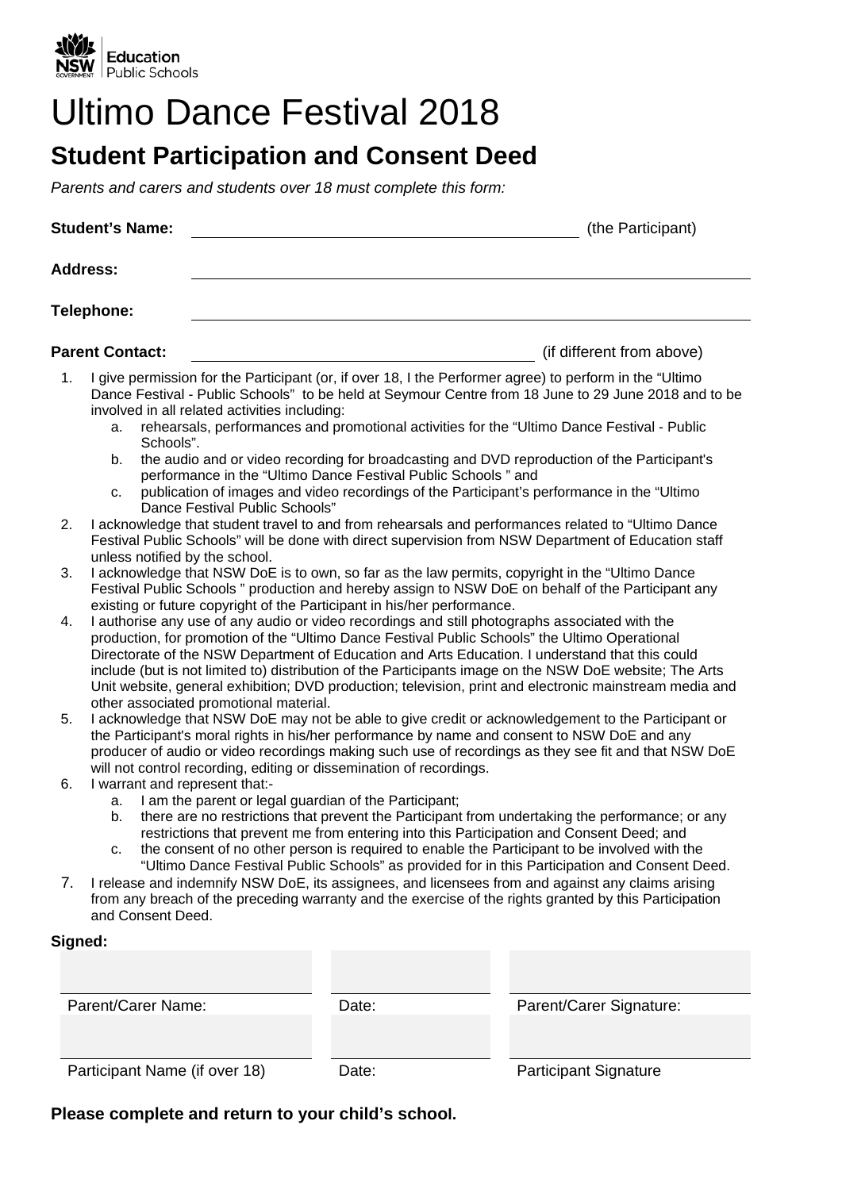# Ultimo Dance Festival 2018

## Student Participation and Consent Deed

*Parents and carers and students over 18 must complete this form:*

**Student's Name:** ______________________________ (the Participant)

**Address:** ______________________________

**Telephone:** ______________________________

**Parent Contact:** ______________________________ (if different from above)

1. I give permission for the Participant (or, if over 18, I the Performer agree) to perform in the "Ultimo Dance Festival - Public Schools" to be held at Seymour Centre from 18 June to 29 June 2018 and to be involved in all related activities including:
   a. rehearsals, performances and promotional activities for the "Ultimo Dance Festival - Public Schools".
   b. the audio and or video recording for broadcasting and DVD reproduction of the Participant's performance in the "Ultimo Dance Festival Public Schools " and
   c. publication of images and video recordings of the Participant's performance in the "Ultimo Dance Festival Public Schools"
2. I acknowledge that student travel to and from rehearsals and performances related to "Ultimo Dance Festival Public Schools" will be done with direct supervision from NSW Department of Education staff unless notified by the school.
3. I acknowledge that NSW DoE is to own, so far as the law permits, copyright in the "Ultimo Dance Festival Public Schools " production and hereby assign to NSW DoE on behalf of the Participant any existing or future copyright of the Participant in his/her performance.
4. I authorise any use of any audio or video recordings and still photographs associated with the production, for promotion of the "Ultimo Dance Festival Public Schools" the Ultimo Operational Directorate of the NSW Department of Education and Arts Education. I understand that this could include (but is not limited to) distribution of the Participants image on the NSW DoE website; The Arts Unit website, general exhibition; DVD production; television, print and electronic mainstream media and other associated promotional material.
5. I acknowledge that NSW DoE may not be able to give credit or acknowledgement to the Participant or the Participant's moral rights in his/her performance by name and consent to NSW DoE and any producer of audio or video recordings making such use of recordings as they see fit and that NSW DoE will not control recording, editing or dissemination of recordings.
6. I warrant and represent that:-
   a. I am the parent or legal guardian of the Participant;
   b. there are no restrictions that prevent the Participant from undertaking the performance; or any restrictions that prevent me from entering into this Participation and Consent Deed; and
   c. the consent of no other person is required to enable the Participant to be involved with the "Ultimo Dance Festival Public Schools" as provided for in this Participation and Consent Deed.
7. I release and indemnify NSW DoE, its assignees, and licensees from and against any claims arising from any breach of the preceding warranty and the exercise of the rights granted by this Participation and Consent Deed.

**Signed:**

| | | |
|---|---|---|
| Parent/Carer Name: | Date: | Parent/Carer Signature: |
| | | |
| Participant Name (if over 18) | Date: | Participant Signature |

**Please complete and return to your child's school.**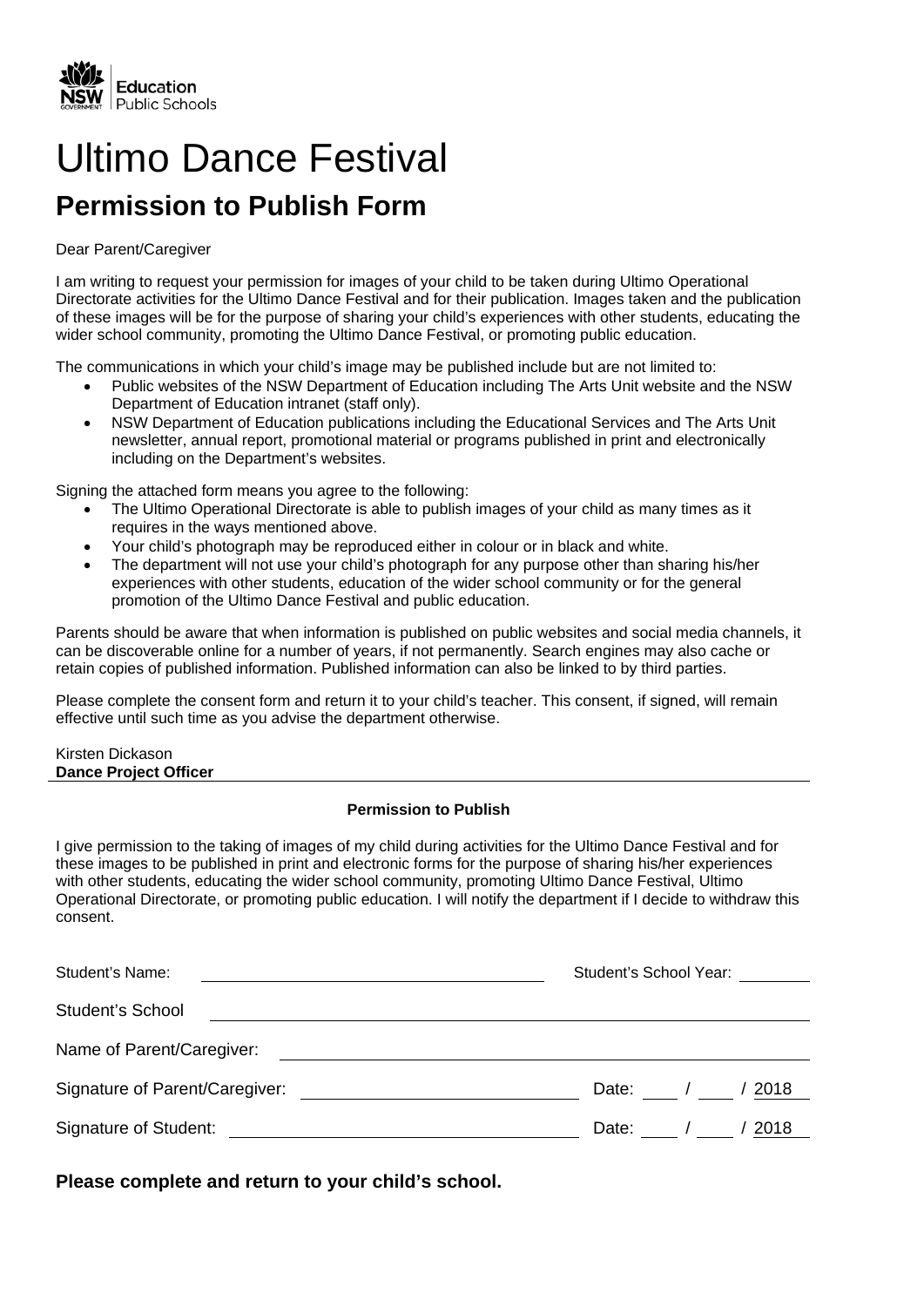Education
Public Schools

# Ultimo Dance Festival

## Permission to Publish Form

Dear Parent/Caregiver

I am writing to request your permission for images of your child to be taken during Ultimo Operational Directorate activities for the Ultimo Dance Festival and for their publication. Images taken and the publication of these images will be for the purpose of sharing your child's experiences with other students, educating the wider school community, promoting the Ultimo Dance Festival, or promoting public education.

The communications in which your child's image may be published include but are not limited to:

- Public websites of the NSW Department of Education including The Arts Unit website and the NSW Department of Education intranet (staff only).
- NSW Department of Education publications including the Educational Services and The Arts Unit newsletter, annual report, promotional material or programs published in print and electronically including on the Department's websites.

Signing the attached form means you agree to the following:

- The Ultimo Operational Directorate is able to publish images of your child as many times as it requires in the ways mentioned above.
- Your child's photograph may be reproduced either in colour or in black and white.
- The department will not use your child's photograph for any purpose other than sharing his/her experiences with other students, education of the wider school community or for the general promotion of the Ultimo Dance Festival and public education.

Parents should be aware that when information is published on public websites and social media channels, it can be discoverable online for a number of years, if not permanently. Search engines may also cache or retain copies of published information. Published information can also be linked to by third parties.

Please complete the consent form and return it to your child's teacher. This consent, if signed, will remain effective until such time as you advise the department otherwise.

Kirsten Dickason
**Dance Project Officer**

---

**Permission to Publish**

I give permission to the taking of images of my child during activities for the Ultimo Dance Festival and for these images to be published in print and electronic forms for the purpose of sharing his/her experiences with other students, educating the wider school community, promoting Ultimo Dance Festival, Ultimo Operational Directorate, or promoting public education. I will notify the department if I decide to withdraw this consent.

Student's Name: ______________________ Student's School Year: ________

Student's School ______________________

Name of Parent/Caregiver: ______________________

Signature of Parent/Caregiver: ______________________ Date: ____ / ____ / 2018

Signature of Student: ______________________ Date: ____ / ____ / 2018

**Please complete and return to your child's school.**